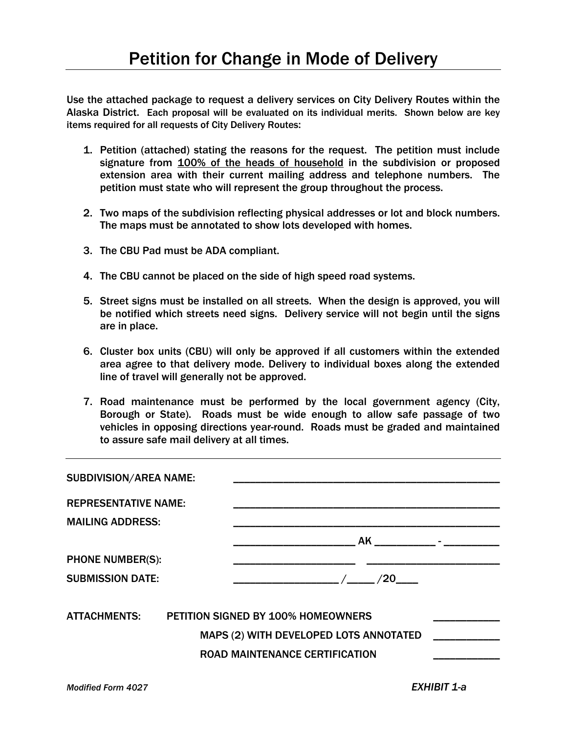# Petition for Change in Mode of Delivery

Use the attached package to request a delivery services on City Delivery Routes within the Alaska District. Each proposal will be evaluated on its individual merits. Shown below are key items required for all requests of City Delivery Routes:

1. Petition (attached) stating the reasons for the request. The petition must include signature from 100% of the heads of household in the subdivision or proposed extension area with their current mailing address and telephone numbers. The petition must state who will represent the group throughout the process.

2. Two maps of the subdivision reflecting physical addresses or lot and block numbers. The maps must be annotated to show lots developed with homes.

3. The CBU Pad must be ADA compliant.

4. The CBU cannot be placed on the side of high speed road systems.

5. Street signs must be installed on all streets. When the design is approved, you will be notified which streets need signs. Delivery service will not begin until the signs are in place.

6. Cluster box units (CBU) will only be approved if all customers within the extended area agree to that delivery mode. Delivery to individual boxes along the extended line of travel will generally not be approved.

7. Road maintenance must be performed by the local government agency (City, Borough or State). Roads must be wide enough to allow safe passage of two vehicles in opposing directions year-round. Roads must be graded and maintained to assure safe mail delivery at all times.

---

SUBDIVISION/AREA NAME: ____________________________________________

REPRESENTATIVE NAME: ____________________________________________

MAILING ADDRESS: ____________________________________________

____________________ AK __________ - _________

PHONE NUMBER(S): ____________________ ______________________

SUBMISSION DATE: _________________ /_____ /20____

ATTACHMENTS: PETITION SIGNED BY 100% HOMEOWNERS ___________

MAPS (2) WITH DEVELOPED LOTS ANNOTATED ___________

ROAD MAINTENANCE CERTIFICATION ___________

*Modified Form 4027* *EXHIBIT 1-a*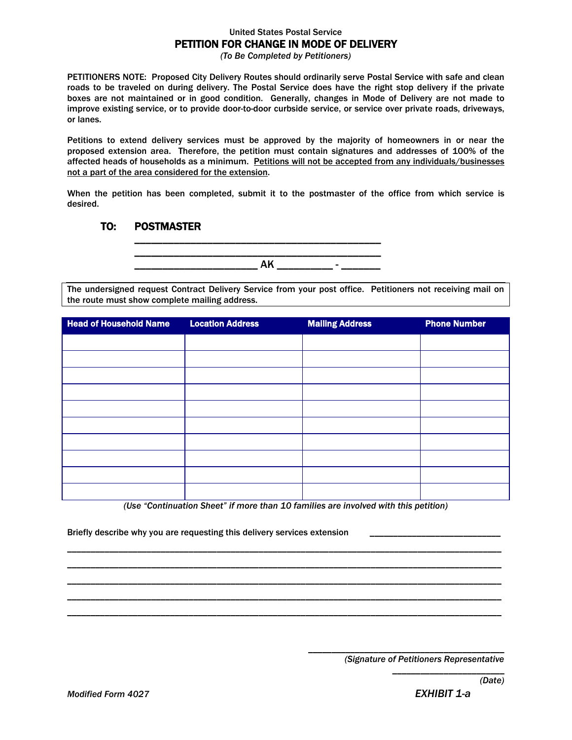United States Postal Service

# PETITION FOR CHANGE IN MODE OF DELIVERY

*(To Be Completed by Petitioners)*

PETITIONERS NOTE: Proposed City Delivery Routes should ordinarily serve Postal Service with safe and clean roads to be traveled on during delivery. The Postal Service does have the right stop delivery if the private boxes are not maintained or in good condition. Generally, changes in Mode of Delivery are not made to improve existing service, or to provide door-to-door curbside service, or service over private roads, driveways, or lanes.

Petitions to extend delivery services must be approved by the majority of homeowners in or near the proposed extension area. Therefore, the petition must contain signatures and addresses of 100% of the affected heads of households as a minimum. <u>Petitions will not be accepted from any individuals/businesses not a part of the area considered for the extension</u>.

When the petition has been completed, submit it to the postmaster of the office from which service is desired.

**TO: POSTMASTER**

______________________________________________

______________________________________________

______________________ AK __________ - _______

The undersigned request Contract Delivery Service from your post office. Petitioners not receiving mail on the route must show complete mailing address.

| Head of Household Name | Location Address | Mailing Address | Phone Number |
|---|---|---|---|
| | | | |
| | | | |
| | | | |
| | | | |
| | | | |
| | | | |
| | | | |
| | | | |
| | | | |
| | | | |

*(Use "Continuation Sheet" if more than 10 families are involved with this petition)*

Briefly describe why you are requesting this delivery services extension ___________________________

_____________________________________________________________________________________

_____________________________________________________________________________________

_____________________________________________________________________________________

_____________________________________________________________________________________

_____________________________________________________________________________________

_________________________________________

*(Signature of Petitioners Representative*

________________________

*(Date)*

*Modified Form 4027*

*EXHIBIT 1-a*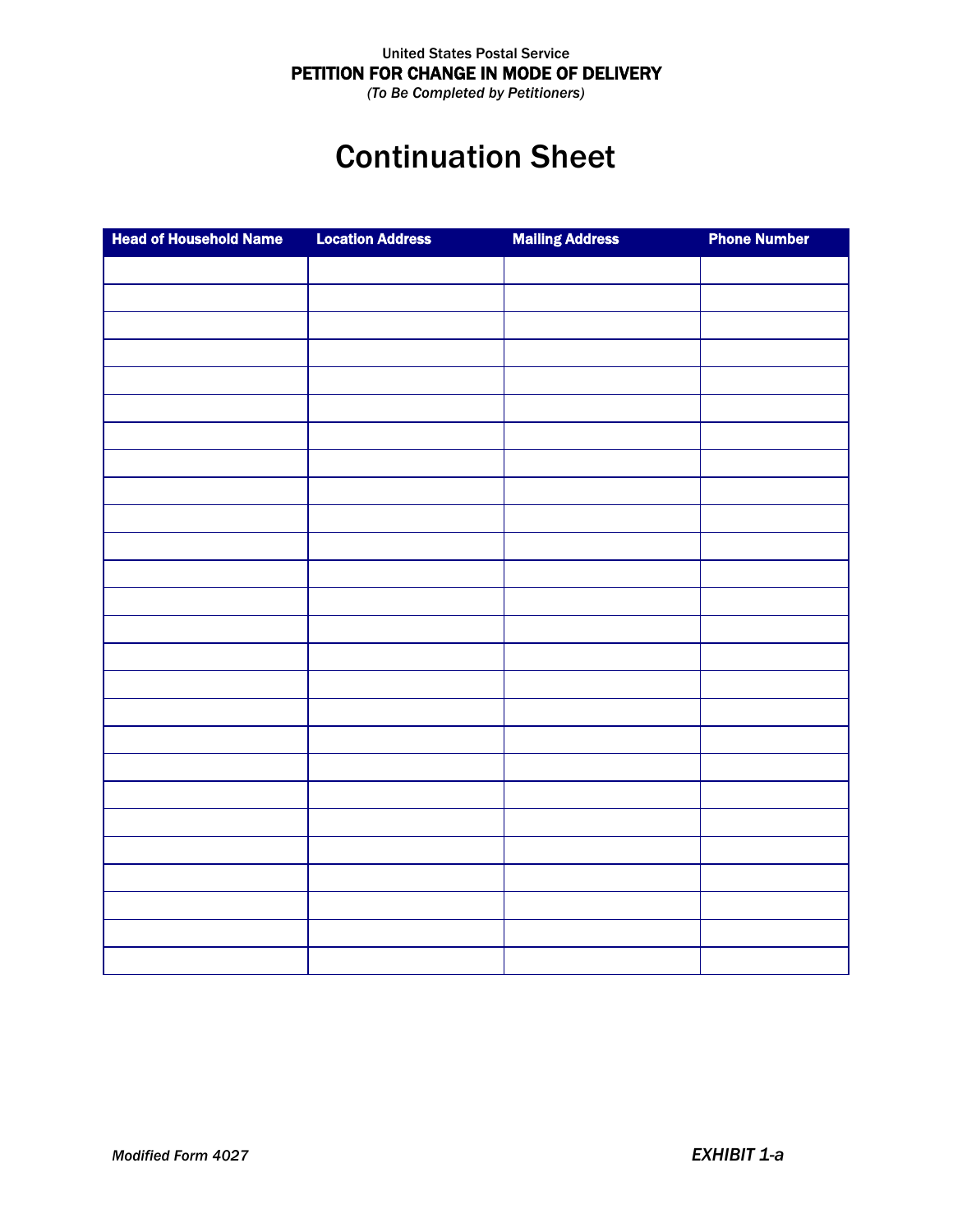United States Postal Service

**PETITION FOR CHANGE IN MODE OF DELIVERY**

*(To Be Completed by Petitioners)*

# Continuation Sheet

| Head of Household Name | Location Address | Mailing Address | Phone Number |
|---|---|---|---|
| | | | |
| | | | |
| | | | |
| | | | |
| | | | |
| | | | |
| | | | |
| | | | |
| | | | |
| | | | |
| | | | |
| | | | |
| | | | |
| | | | |
| | | | |
| | | | |
| | | | |
| | | | |
| | | | |
| | | | |
| | | | |
| | | | |
| | | | |
| | | | |
| | | | |
| | | | |

*Modified Form 4027*

*EXHIBIT 1-a*